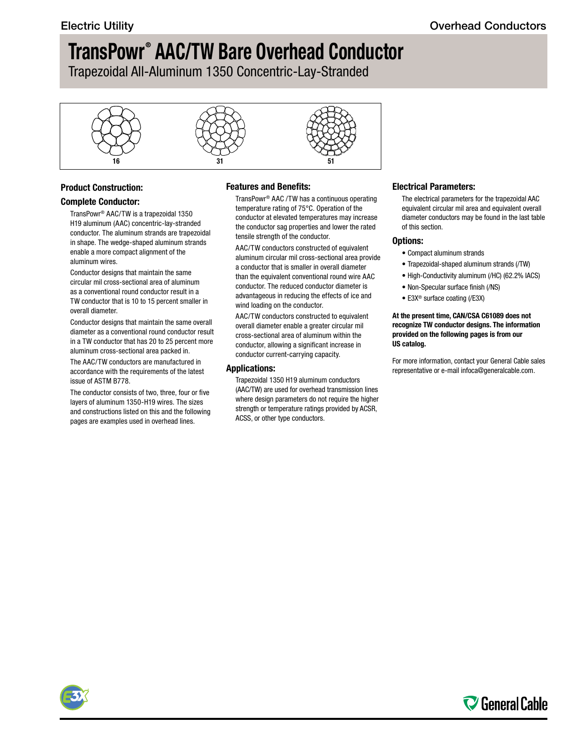# TransPowr® AAC/TW Bare Overhead Conductor

Trapezoidal All-Aluminum 1350 Concentric-Lay-Stranded

16 31 51

## Product Construction:

### Complete Conductor:

TransPowr® AAC/TW is a trapezoidal 1350 H19 aluminum (AAC) concentric-lay-stranded conductor. The aluminum strands are trapezoidal in shape. The wedge-shaped aluminum strands enable a more compact alignment of the aluminum wires.

Conductor designs that maintain the same circular mil cross-sectional area of aluminum as a conventional round conductor result in a TW conductor that is 10 to 15 percent smaller in overall diameter.

Conductor designs that maintain the same overall diameter as a conventional round conductor result in a TW conductor that has 20 to 25 percent more aluminum cross-sectional area packed in.

The AAC/TW conductors are manufactured in accordance with the requirements of the latest issue of ASTM B778.

The conductor consists of two, three, four or five layers of aluminum 1350-H19 wires. The sizes and constructions listed on this and the following pages are examples used in overhead lines.

## Features and Benefits:

TransPowr® AAC /TW has a continuous operating temperature rating of 75°C. Operation of the conductor at elevated temperatures may increase the conductor sag properties and lower the rated tensile strength of the conductor.

AAC/TW conductors constructed of equivalent aluminum circular mil cross-sectional area provide a conductor that is smaller in overall diameter than the equivalent conventional round wire AAC conductor. The reduced conductor diameter is advantageous in reducing the effects of ice and wind loading on the conductor.

AAC/TW conductors constructed to equivalent overall diameter enable a greater circular mil cross-sectional area of aluminum within the conductor, allowing a significant increase in conductor current-carrying capacity.

## Applications:

Trapezoidal 1350 H19 aluminum conductors (AAC/TW) are used for overhead transmission lines where design parameters do not require the higher strength or temperature ratings provided by ACSR, ACSS, or other type conductors.

## Electrical Parameters:

The electrical parameters for the trapezoidal AAC equivalent circular mil area and equivalent overall diameter conductors may be found in the last table of this section.

## Options:

- Compact aluminum strands
- Trapezoidal-shaped aluminum strands (/TW)
- High-Conductivity aluminum (/HC) (62.2% IACS)
- Non-Specular surface finish (/NS)
- E3X® surface coating (/E3X)

**At the present time, CAN/CSA C61089 does not recognize TW conductor designs. The information provided on the following pages is from our US catalog.**

For more information, contact your General Cable sales representative or e-mail infoca@generalcable.com.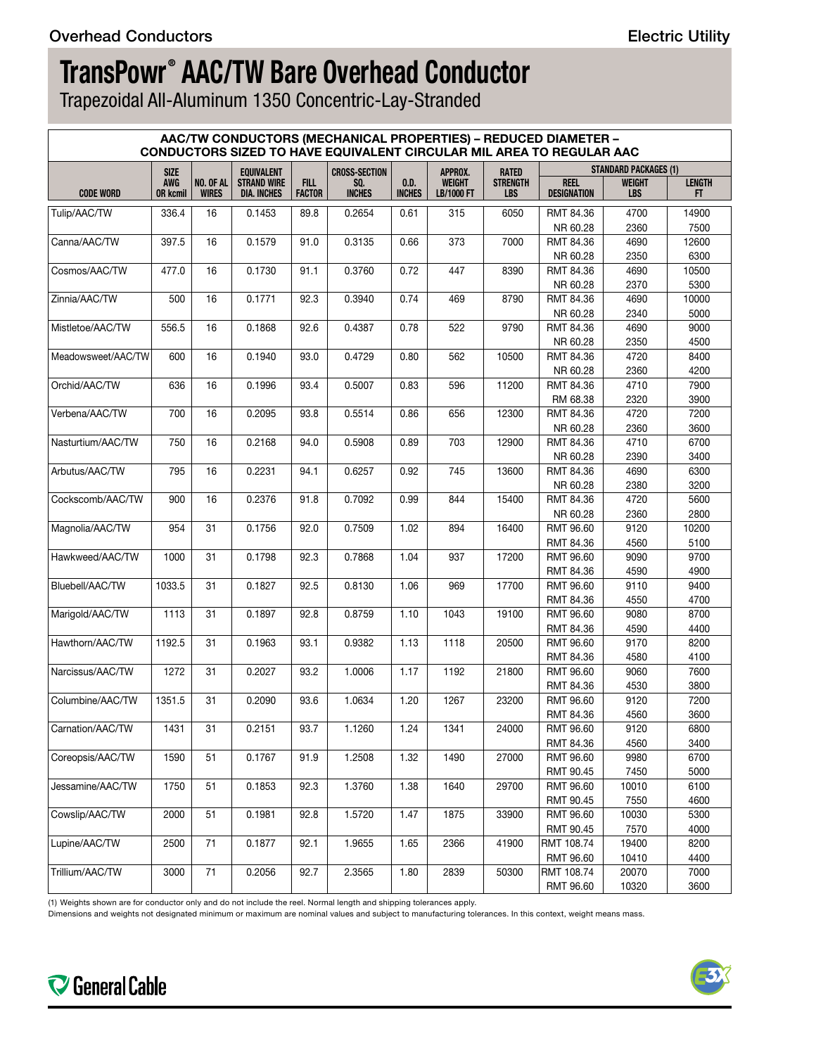Overhead Conductors

Electric Utility

# TransPowr® AAC/TW Bare Overhead Conductor

Trapezoidal All-Aluminum 1350 Concentric-Lay-Stranded

## AAC/TW CONDUCTORS (MECHANICAL PROPERTIES) – REDUCED DIAMETER – CONDUCTORS SIZED TO HAVE EQUIVALENT CIRCULAR MIL AREA TO REGULAR AAC

| CODE WORD | SIZE AWG OR kcmil | NO. OF AL WIRES | EQUIVALENT STRAND WIRE DIA. INCHES | FILL FACTOR | CROSS-SECTION SQ. INCHES | O.D. INCHES | APPROX. WEIGHT LB/1000 FT | RATED STRENGTH LBS | STANDARD PACKAGES (1) | | |
|---|---|---|---|---|---|---|---|---|---|---|---|
| | | | | | | | | | REEL DESIGNATION | WEIGHT LBS | LENGTH FT |
| Tulip/AAC/TW | 336.4 | 16 | 0.1453 | 89.8 | 0.2654 | 0.61 | 315 | 6050 | RMT 84.36 | 4700 | 14900 |
| | | | | | | | | | NR 60.28 | 2360 | 7500 |
| Canna/AAC/TW | 397.5 | 16 | 0.1579 | 91.0 | 0.3135 | 0.66 | 373 | 7000 | RMT 84.36 | 4690 | 12600 |
| | | | | | | | | | NR 60.28 | 2350 | 6300 |
| Cosmos/AAC/TW | 477.0 | 16 | 0.1730 | 91.1 | 0.3760 | 0.72 | 447 | 8390 | RMT 84.36 | 4690 | 10500 |
| | | | | | | | | | NR 60.28 | 2370 | 5300 |
| Zinnia/AAC/TW | 500 | 16 | 0.1771 | 92.3 | 0.3940 | 0.74 | 469 | 8790 | RMT 84.36 | 4690 | 10000 |
| | | | | | | | | | NR 60.28 | 2340 | 5000 |
| Mistletoe/AAC/TW | 556.5 | 16 | 0.1868 | 92.6 | 0.4387 | 0.78 | 522 | 9790 | RMT 84.36 | 4690 | 9000 |
| | | | | | | | | | NR 60.28 | 2350 | 4500 |
| Meadowsweet/AAC/TW | 600 | 16 | 0.1940 | 93.0 | 0.4729 | 0.80 | 562 | 10500 | RMT 84.36 | 4720 | 8400 |
| | | | | | | | | | NR 60.28 | 2360 | 4200 |
| Orchid/AAC/TW | 636 | 16 | 0.1996 | 93.4 | 0.5007 | 0.83 | 596 | 11200 | RMT 84.36 | 4710 | 7900 |
| | | | | | | | | | RM 68.38 | 2320 | 3900 |
| Verbena/AAC/TW | 700 | 16 | 0.2095 | 93.8 | 0.5514 | 0.86 | 656 | 12300 | RMT 84.36 | 4720 | 7200 |
| | | | | | | | | | NR 60.28 | 2360 | 3600 |
| Nasturtium/AAC/TW | 750 | 16 | 0.2168 | 94.0 | 0.5908 | 0.89 | 703 | 12900 | RMT 84.36 | 4710 | 6700 |
| | | | | | | | | | NR 60.28 | 2390 | 3400 |
| Arbutus/AAC/TW | 795 | 16 | 0.2231 | 94.1 | 0.6257 | 0.92 | 745 | 13600 | RMT 84.36 | 4690 | 6300 |
| | | | | | | | | | NR 60.28 | 2380 | 3200 |
| Cockscomb/AAC/TW | 900 | 16 | 0.2376 | 91.8 | 0.7092 | 0.99 | 844 | 15400 | RMT 84.36 | 4720 | 5600 |
| | | | | | | | | | NR 60.28 | 2360 | 2800 |
| Magnolia/AAC/TW | 954 | 31 | 0.1756 | 92.0 | 0.7509 | 1.02 | 894 | 16400 | RMT 96.60 | 9120 | 10200 |
| | | | | | | | | | RMT 84.36 | 4560 | 5100 |
| Hawkweed/AAC/TW | 1000 | 31 | 0.1798 | 92.3 | 0.7868 | 1.04 | 937 | 17200 | RMT 96.60 | 9090 | 9700 |
| | | | | | | | | | RMT 84.36 | 4590 | 4900 |
| Bluebell/AAC/TW | 1033.5 | 31 | 0.1827 | 92.5 | 0.8130 | 1.06 | 969 | 17700 | RMT 96.60 | 9110 | 9400 |
| | | | | | | | | | RMT 84.36 | 4550 | 4700 |
| Marigold/AAC/TW | 1113 | 31 | 0.1897 | 92.8 | 0.8759 | 1.10 | 1043 | 19100 | RMT 96.60 | 9080 | 8700 |
| | | | | | | | | | RMT 84.36 | 4590 | 4400 |
| Hawthorn/AAC/TW | 1192.5 | 31 | 0.1963 | 93.1 | 0.9382 | 1.13 | 1118 | 20500 | RMT 96.60 | 9170 | 8200 |
| | | | | | | | | | RMT 84.36 | 4580 | 4100 |
| Narcissus/AAC/TW | 1272 | 31 | 0.2027 | 93.2 | 1.0006 | 1.17 | 1192 | 21800 | RMT 96.60 | 9060 | 7600 |
| | | | | | | | | | RMT 84.36 | 4530 | 3800 |
| Columbine/AAC/TW | 1351.5 | 31 | 0.2090 | 93.6 | 1.0634 | 1.20 | 1267 | 23200 | RMT 96.60 | 9120 | 7200 |
| | | | | | | | | | RMT 84.36 | 4560 | 3600 |
| Carnation/AAC/TW | 1431 | 31 | 0.2151 | 93.7 | 1.1260 | 1.24 | 1341 | 24000 | RMT 96.60 | 9120 | 6800 |
| | | | | | | | | | RMT 84.36 | 4560 | 3400 |
| Coreopsis/AAC/TW | 1590 | 51 | 0.1767 | 91.9 | 1.2508 | 1.32 | 1490 | 27000 | RMT 96.60 | 9980 | 6700 |
| | | | | | | | | | RMT 90.45 | 7450 | 5000 |
| Jessamine/AAC/TW | 1750 | 51 | 0.1853 | 92.3 | 1.3760 | 1.38 | 1640 | 29700 | RMT 96.60 | 10010 | 6100 |
| | | | | | | | | | RMT 90.45 | 7550 | 4600 |
| Cowslip/AAC/TW | 2000 | 51 | 0.1981 | 92.8 | 1.5720 | 1.47 | 1875 | 33900 | RMT 96.60 | 10030 | 5300 |
| | | | | | | | | | RMT 90.45 | 7570 | 4000 |
| Lupine/AAC/TW | 2500 | 71 | 0.1877 | 92.1 | 1.9655 | 1.65 | 2366 | 41900 | RMT 108.74 | 19400 | 8200 |
| | | | | | | | | | RMT 96.60 | 10410 | 4400 |
| Trillium/AAC/TW | 3000 | 71 | 0.2056 | 92.7 | 2.3565 | 1.80 | 2839 | 50300 | RMT 108.74 | 20070 | 7000 |
| | | | | | | | | | RMT 96.60 | 10320 | 3600 |

(1) Weights shown are for conductor only and do not include the reel. Normal length and shipping tolerances apply.

Dimensions and weights not designated minimum or maximum are nominal values and subject to manufacturing tolerances. In this context, weight means mass.

General Cable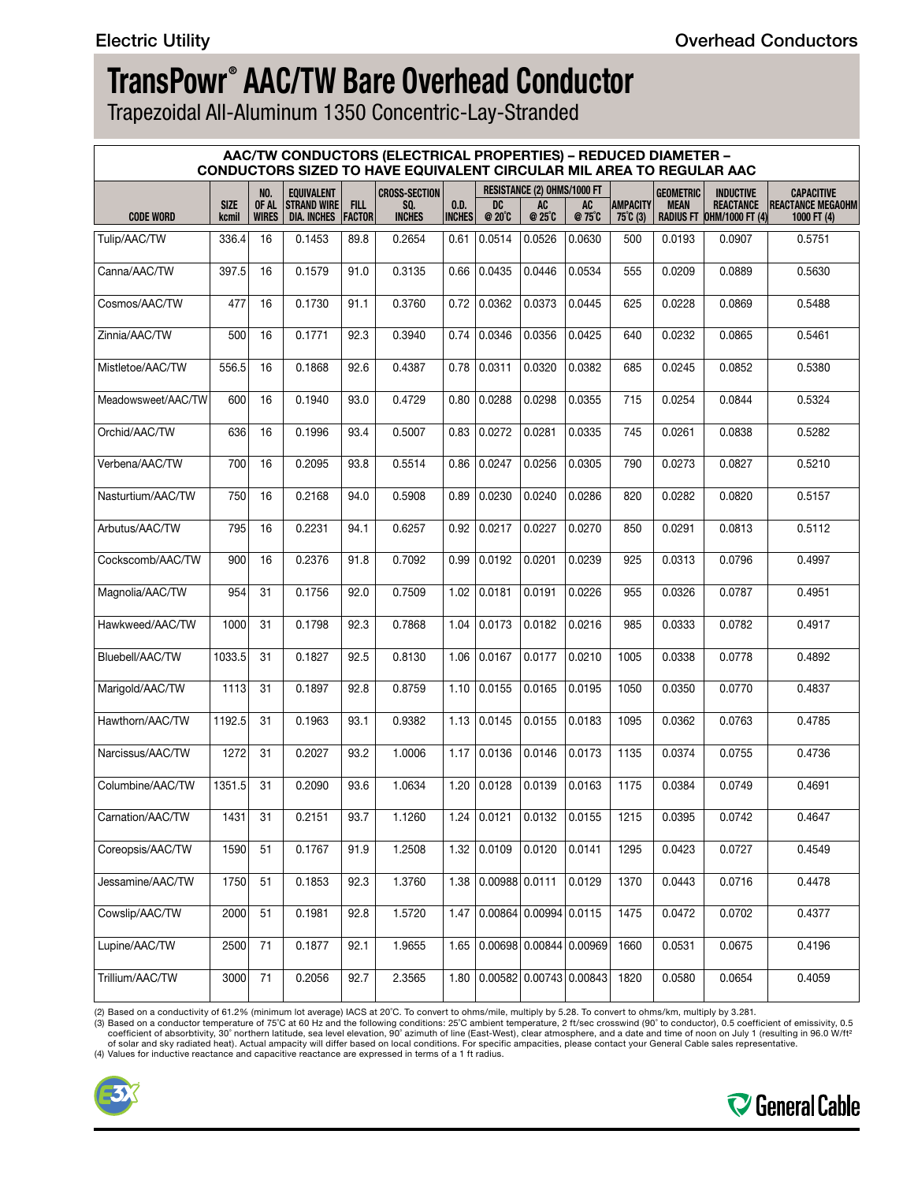# TransPowr® AAC/TW Bare Overhead Conductor

Trapezoidal All-Aluminum 1350 Concentric-Lay-Stranded

**AAC/TW CONDUCTORS (ELECTRICAL PROPERTIES) – REDUCED DIAMETER – CONDUCTORS SIZED TO HAVE EQUIVALENT CIRCULAR MIL AREA TO REGULAR AAC**

| CODE WORD | SIZE kcmil | NO. OF AL WIRES | EQUIVALENT STRAND WIRE DIA. INCHES | FILL FACTOR | CROSS-SECTION SQ. INCHES | O.D. INCHES | RESISTANCE (2) OHMS/1000 FT DC @ 20°C | AC @ 25°C | AC @ 75°C | AMPACITY 75°C (3) | GEOMETRIC MEAN RADIUS FT | INDUCTIVE REACTANCE OHM/1000 FT (4) | CAPACITIVE REACTANCE MEGAOHM 1000 FT (4) |
|---|---|---|---|---|---|---|---|---|---|---|---|---|---|
| Tulip/AAC/TW | 336.4 | 16 | 0.1453 | 89.8 | 0.2654 | 0.61 | 0.0514 | 0.0526 | 0.0630 | 500 | 0.0193 | 0.0907 | 0.5751 |
| Canna/AAC/TW | 397.5 | 16 | 0.1579 | 91.0 | 0.3135 | 0.66 | 0.0435 | 0.0446 | 0.0534 | 555 | 0.0209 | 0.0889 | 0.5630 |
| Cosmos/AAC/TW | 477 | 16 | 0.1730 | 91.1 | 0.3760 | 0.72 | 0.0362 | 0.0373 | 0.0445 | 625 | 0.0228 | 0.0869 | 0.5488 |
| Zinnia/AAC/TW | 500 | 16 | 0.1771 | 92.3 | 0.3940 | 0.74 | 0.0346 | 0.0356 | 0.0425 | 640 | 0.0232 | 0.0865 | 0.5461 |
| Mistletoe/AAC/TW | 556.5 | 16 | 0.1868 | 92.6 | 0.4387 | 0.78 | 0.0311 | 0.0320 | 0.0382 | 685 | 0.0245 | 0.0852 | 0.5380 |
| Meadowsweet/AAC/TW | 600 | 16 | 0.1940 | 93.0 | 0.4729 | 0.80 | 0.0288 | 0.0298 | 0.0355 | 715 | 0.0254 | 0.0844 | 0.5324 |
| Orchid/AAC/TW | 636 | 16 | 0.1996 | 93.4 | 0.5007 | 0.83 | 0.0272 | 0.0281 | 0.0335 | 745 | 0.0261 | 0.0838 | 0.5282 |
| Verbena/AAC/TW | 700 | 16 | 0.2095 | 93.8 | 0.5514 | 0.86 | 0.0247 | 0.0256 | 0.0305 | 790 | 0.0273 | 0.0827 | 0.5210 |
| Nasturtium/AAC/TW | 750 | 16 | 0.2168 | 94.0 | 0.5908 | 0.89 | 0.0230 | 0.0240 | 0.0286 | 820 | 0.0282 | 0.0820 | 0.5157 |
| Arbutus/AAC/TW | 795 | 16 | 0.2231 | 94.1 | 0.6257 | 0.92 | 0.0217 | 0.0227 | 0.0270 | 850 | 0.0291 | 0.0813 | 0.5112 |
| Cockscomb/AAC/TW | 900 | 16 | 0.2376 | 91.8 | 0.7092 | 0.99 | 0.0192 | 0.0201 | 0.0239 | 925 | 0.0313 | 0.0796 | 0.4997 |
| Magnolia/AAC/TW | 954 | 31 | 0.1756 | 92.0 | 0.7509 | 1.02 | 0.0181 | 0.0191 | 0.0226 | 955 | 0.0326 | 0.0787 | 0.4951 |
| Hawkweed/AAC/TW | 1000 | 31 | 0.1798 | 92.3 | 0.7868 | 1.04 | 0.0173 | 0.0182 | 0.0216 | 985 | 0.0333 | 0.0782 | 0.4917 |
| Bluebell/AAC/TW | 1033.5 | 31 | 0.1827 | 92.5 | 0.8130 | 1.06 | 0.0167 | 0.0177 | 0.0210 | 1005 | 0.0338 | 0.0778 | 0.4892 |
| Marigold/AAC/TW | 1113 | 31 | 0.1897 | 92.8 | 0.8759 | 1.10 | 0.0155 | 0.0165 | 0.0195 | 1050 | 0.0350 | 0.0770 | 0.4837 |
| Hawthorn/AAC/TW | 1192.5 | 31 | 0.1963 | 93.1 | 0.9382 | 1.13 | 0.0145 | 0.0155 | 0.0183 | 1095 | 0.0362 | 0.0763 | 0.4785 |
| Narcissus/AAC/TW | 1272 | 31 | 0.2027 | 93.2 | 1.0006 | 1.17 | 0.0136 | 0.0146 | 0.0173 | 1135 | 0.0374 | 0.0755 | 0.4736 |
| Columbine/AAC/TW | 1351.5 | 31 | 0.2090 | 93.6 | 1.0634 | 1.20 | 0.0128 | 0.0139 | 0.0163 | 1175 | 0.0384 | 0.0749 | 0.4691 |
| Carnation/AAC/TW | 1431 | 31 | 0.2151 | 93.7 | 1.1260 | 1.24 | 0.0121 | 0.0132 | 0.0155 | 1215 | 0.0395 | 0.0742 | 0.4647 |
| Coreopsis/AAC/TW | 1590 | 51 | 0.1767 | 91.9 | 1.2508 | 1.32 | 0.0109 | 0.0120 | 0.0141 | 1295 | 0.0423 | 0.0727 | 0.4549 |
| Jessamine/AAC/TW | 1750 | 51 | 0.1853 | 92.3 | 1.3760 | 1.38 | 0.00988 | 0.0111 | 0.0129 | 1370 | 0.0443 | 0.0716 | 0.4478 |
| Cowslip/AAC/TW | 2000 | 51 | 0.1981 | 92.8 | 1.5720 | 1.47 | 0.00864 | 0.00994 | 0.0115 | 1475 | 0.0472 | 0.0702 | 0.4377 |
| Lupine/AAC/TW | 2500 | 71 | 0.1877 | 92.1 | 1.9655 | 1.65 | 0.00698 | 0.00844 | 0.00969 | 1660 | 0.0531 | 0.0675 | 0.4196 |
| Trillium/AAC/TW | 3000 | 71 | 0.2056 | 92.7 | 2.3565 | 1.80 | 0.00582 | 0.00743 | 0.00843 | 1820 | 0.0580 | 0.0654 | 0.4059 |

(2) Based on a conductivity of 61.2% (minimum lot average) IACS at 20°C. To convert to ohms/mile, multiply by 5.28. To convert to ohms/km, multiply by 3.281.

(3) Based on a conductor temperature of 75°C at 60 Hz and the following conditions: 25°C ambient temperature, 2 ft/sec crosswind (90° to conductor), 0.5 coefficient of emissivity, 0.5 coefficient of absorbtivity, 30° northern latitude, sea level elevation, 90° azimuth of line (East-West), clear atmosphere, and a date and time of noon on July 1 (resulting in 96.0 W/ft² of solar and sky radiated heat). Actual ampacity will differ based on local conditions. For specific ampacities, please contact your General Cable sales representative.

(4) Values for inductive reactance and capacitive reactance are expressed in terms of a 1 ft radius.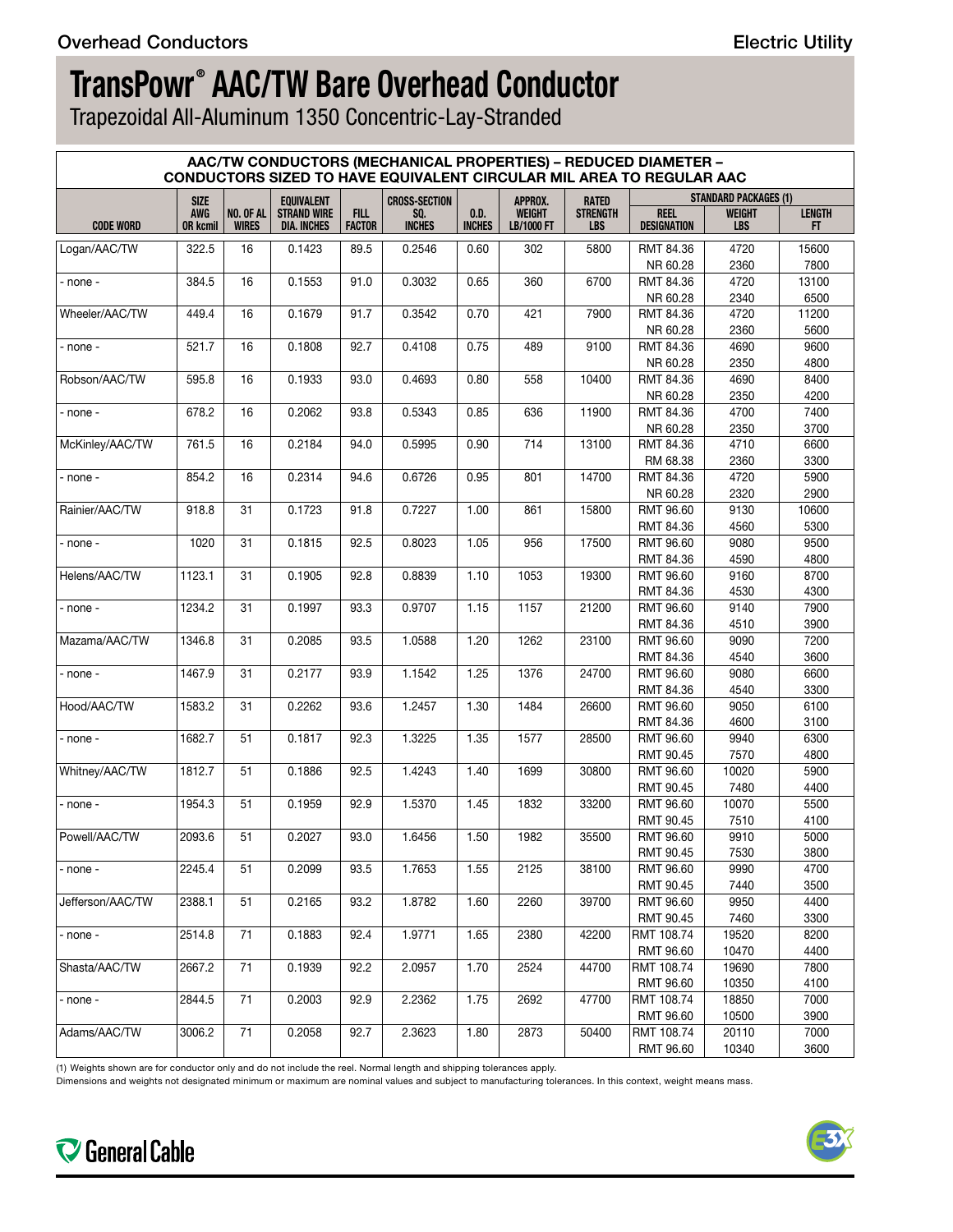# TransPowr® AAC/TW Bare Overhead Conductor

Trapezoidal All-Aluminum 1350 Concentric-Lay-Stranded

**AAC/TW CONDUCTORS (MECHANICAL PROPERTIES) – REDUCED DIAMETER – CONDUCTORS SIZED TO HAVE EQUIVALENT CIRCULAR MIL AREA TO REGULAR AAC**

| CODE WORD | SIZE AWG OR kcmil | NO. OF AL WIRES | EQUIVALENT STRAND WIRE DIA. INCHES | FILL FACTOR | CROSS-SECTION SQ. INCHES | O.D. INCHES | APPROX. WEIGHT LB/1000 FT | RATED STRENGTH LBS | STANDARD PACKAGES (1) REEL DESIGNATION | WEIGHT LBS | LENGTH FT |
|---|---|---|---|---|---|---|---|---|---|---|---|
| Logan/AAC/TW | 322.5 | 16 | 0.1423 | 89.5 | 0.2546 | 0.60 | 302 | 5800 | RMT 84.36 | 4720 | 15600 |
| | | | | | | | | | NR 60.28 | 2360 | 7800 |
| - none - | 384.5 | 16 | 0.1553 | 91.0 | 0.3032 | 0.65 | 360 | 6700 | RMT 84.36 | 4720 | 13100 |
| | | | | | | | | | NR 60.28 | 2340 | 6500 |
| Wheeler/AAC/TW | 449.4 | 16 | 0.1679 | 91.7 | 0.3542 | 0.70 | 421 | 7900 | RMT 84.36 | 4720 | 11200 |
| | | | | | | | | | NR 60.28 | 2360 | 5600 |
| - none - | 521.7 | 16 | 0.1808 | 92.7 | 0.4108 | 0.75 | 489 | 9100 | RMT 84.36 | 4690 | 9600 |
| | | | | | | | | | NR 60.28 | 2350 | 4800 |
| Robson/AAC/TW | 595.8 | 16 | 0.1933 | 93.0 | 0.4693 | 0.80 | 558 | 10400 | RMT 84.36 | 4690 | 8400 |
| | | | | | | | | | NR 60.28 | 2350 | 4200 |
| - none - | 678.2 | 16 | 0.2062 | 93.8 | 0.5343 | 0.85 | 636 | 11900 | RMT 84.36 | 4700 | 7400 |
| | | | | | | | | | NR 60.28 | 2350 | 3700 |
| McKinley/AAC/TW | 761.5 | 16 | 0.2184 | 94.0 | 0.5995 | 0.90 | 714 | 13100 | RMT 84.36 | 4710 | 6600 |
| | | | | | | | | | RM 68.38 | 2360 | 3300 |
| - none - | 854.2 | 16 | 0.2314 | 94.6 | 0.6726 | 0.95 | 801 | 14700 | RMT 84.36 | 4720 | 5900 |
| | | | | | | | | | NR 60.28 | 2320 | 2900 |
| Rainier/AAC/TW | 918.8 | 31 | 0.1723 | 91.8 | 0.7227 | 1.00 | 861 | 15800 | RMT 96.60 | 9130 | 10600 |
| | | | | | | | | | RMT 84.36 | 4560 | 5300 |
| - none - | 1020 | 31 | 0.1815 | 92.5 | 0.8023 | 1.05 | 956 | 17500 | RMT 96.60 | 9080 | 9500 |
| | | | | | | | | | RMT 84.36 | 4590 | 4800 |
| Helens/AAC/TW | 1123.1 | 31 | 0.1905 | 92.8 | 0.8839 | 1.10 | 1053 | 19300 | RMT 96.60 | 9160 | 8700 |
| | | | | | | | | | RMT 84.36 | 4530 | 4300 |
| - none - | 1234.2 | 31 | 0.1997 | 93.3 | 0.9707 | 1.15 | 1157 | 21200 | RMT 96.60 | 9140 | 7900 |
| | | | | | | | | | RMT 84.36 | 4510 | 3900 |
| Mazama/AAC/TW | 1346.8 | 31 | 0.2085 | 93.5 | 1.0588 | 1.20 | 1262 | 23100 | RMT 96.60 | 9090 | 7200 |
| | | | | | | | | | RMT 84.36 | 4540 | 3600 |
| - none - | 1467.9 | 31 | 0.2177 | 93.9 | 1.1542 | 1.25 | 1376 | 24700 | RMT 96.60 | 9080 | 6600 |
| | | | | | | | | | RMT 84.36 | 4540 | 3300 |
| Hood/AAC/TW | 1583.2 | 31 | 0.2262 | 93.6 | 1.2457 | 1.30 | 1484 | 26600 | RMT 96.60 | 9050 | 6100 |
| | | | | | | | | | RMT 84.36 | 4600 | 3100 |
| - none - | 1682.7 | 51 | 0.1817 | 92.3 | 1.3225 | 1.35 | 1577 | 28500 | RMT 96.60 | 9940 | 6300 |
| | | | | | | | | | RMT 90.45 | 7570 | 4800 |
| Whitney/AAC/TW | 1812.7 | 51 | 0.1886 | 92.5 | 1.4243 | 1.40 | 1699 | 30800 | RMT 96.60 | 10020 | 5900 |
| | | | | | | | | | RMT 90.45 | 7480 | 4400 |
| - none - | 1954.3 | 51 | 0.1959 | 92.9 | 1.5370 | 1.45 | 1832 | 33200 | RMT 96.60 | 10070 | 5500 |
| | | | | | | | | | RMT 90.45 | 7510 | 4100 |
| Powell/AAC/TW | 2093.6 | 51 | 0.2027 | 93.0 | 1.6456 | 1.50 | 1982 | 35500 | RMT 96.60 | 9910 | 5000 |
| | | | | | | | | | RMT 90.45 | 7530 | 3800 |
| - none - | 2245.4 | 51 | 0.2099 | 93.5 | 1.7653 | 1.55 | 2125 | 38100 | RMT 96.60 | 9990 | 4700 |
| | | | | | | | | | RMT 90.45 | 7440 | 3500 |
| Jefferson/AAC/TW | 2388.1 | 51 | 0.2165 | 93.2 | 1.8782 | 1.60 | 2260 | 39700 | RMT 96.60 | 9950 | 4400 |
| | | | | | | | | | RMT 90.45 | 7460 | 3300 |
| - none - | 2514.8 | 71 | 0.1883 | 92.4 | 1.9771 | 1.65 | 2380 | 42200 | RMT 108.74 | 19520 | 8200 |
| | | | | | | | | | RMT 96.60 | 10470 | 4400 |
| Shasta/AAC/TW | 2667.2 | 71 | 0.1939 | 92.2 | 2.0957 | 1.70 | 2524 | 44700 | RMT 108.74 | 19690 | 7800 |
| | | | | | | | | | RMT 96.60 | 10350 | 4100 |
| - none - | 2844.5 | 71 | 0.2003 | 92.9 | 2.2362 | 1.75 | 2692 | 47700 | RMT 108.74 | 18850 | 7000 |
| | | | | | | | | | RMT 96.60 | 10500 | 3900 |
| Adams/AAC/TW | 3006.2 | 71 | 0.2058 | 92.7 | 2.3623 | 1.80 | 2873 | 50400 | RMT 108.74 | 20110 | 7000 |
| | | | | | | | | | RMT 96.60 | 10340 | 3600 |

(1) Weights shown are for conductor only and do not include the reel. Normal length and shipping tolerances apply.

Dimensions and weights not designated minimum or maximum are nominal values and subject to manufacturing tolerances. In this context, weight means mass.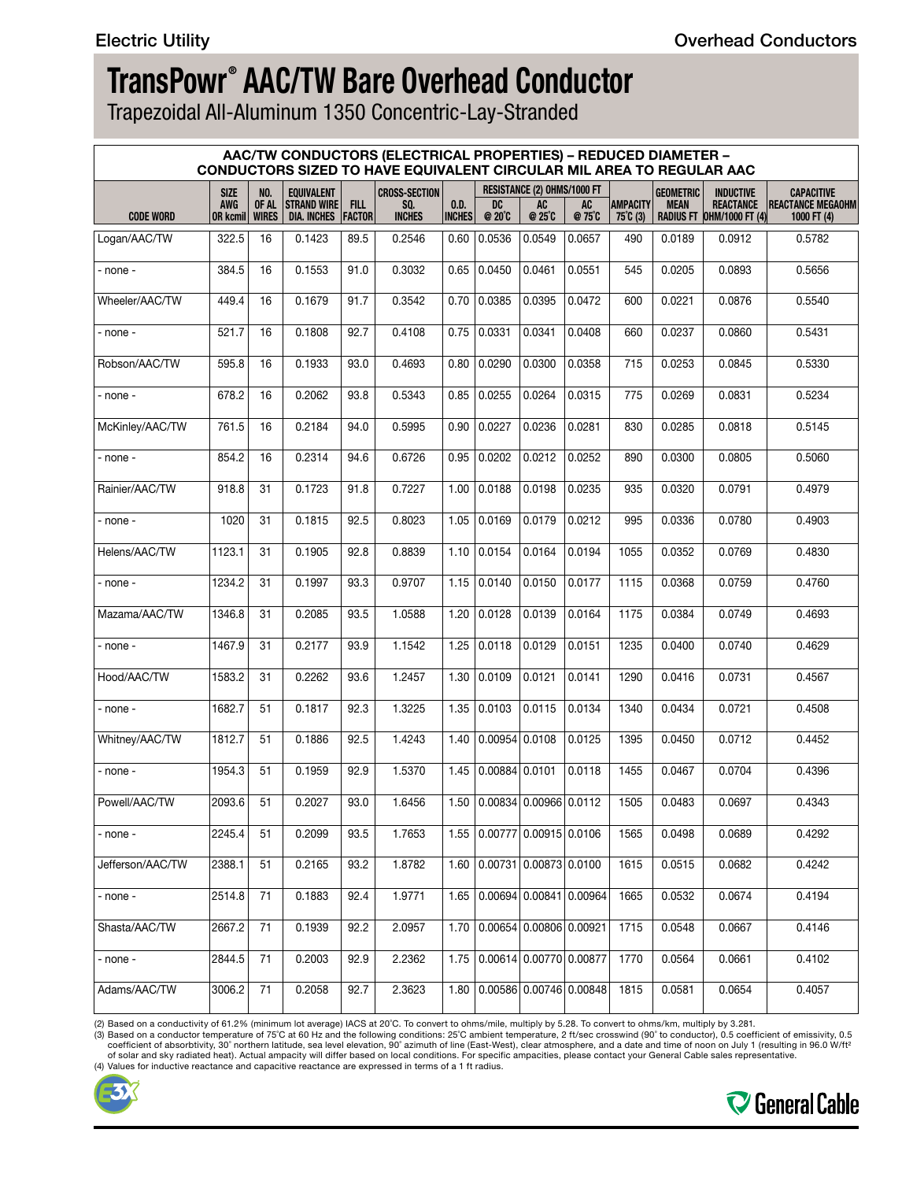# TransPowr® AAC/TW Bare Overhead Conductor

Trapezoidal All-Aluminum 1350 Concentric-Lay-Stranded

**AAC/TW CONDUCTORS (ELECTRICAL PROPERTIES) – REDUCED DIAMETER – CONDUCTORS SIZED TO HAVE EQUIVALENT CIRCULAR MIL AREA TO REGULAR AAC**

| CODE WORD | SIZE AWG OR kcmil | NO. OF AL WIRES | EQUIVALENT STRAND WIRE DIA. INCHES | FILL FACTOR | CROSS-SECTION SQ. INCHES | O.D. INCHES | RESISTANCE (2) OHMS/1000 FT DC @ 20˚C | RESISTANCE (2) OHMS/1000 FT AC @ 25˚C | RESISTANCE (2) OHMS/1000 FT AC @ 75˚C | AMPACITY 75˚C (3) | GEOMETRIC MEAN RADIUS FT | INDUCTIVE REACTANCE OHM/1000 FT (4) | CAPACITIVE REACTANCE MEGAOHM 1000 FT (4) |
|---|---|---|---|---|---|---|---|---|---|---|---|---|---|
| Logan/AAC/TW | 322.5 | 16 | 0.1423 | 89.5 | 0.2546 | 0.60 | 0.0536 | 0.0549 | 0.0657 | 490 | 0.0189 | 0.0912 | 0.5782 |
| - none - | 384.5 | 16 | 0.1553 | 91.0 | 0.3032 | 0.65 | 0.0450 | 0.0461 | 0.0551 | 545 | 0.0205 | 0.0893 | 0.5656 |
| Wheeler/AAC/TW | 449.4 | 16 | 0.1679 | 91.7 | 0.3542 | 0.70 | 0.0385 | 0.0395 | 0.0472 | 600 | 0.0221 | 0.0876 | 0.5540 |
| - none - | 521.7 | 16 | 0.1808 | 92.7 | 0.4108 | 0.75 | 0.0331 | 0.0341 | 0.0408 | 660 | 0.0237 | 0.0860 | 0.5431 |
| Robson/AAC/TW | 595.8 | 16 | 0.1933 | 93.0 | 0.4693 | 0.80 | 0.0290 | 0.0300 | 0.0358 | 715 | 0.0253 | 0.0845 | 0.5330 |
| - none - | 678.2 | 16 | 0.2062 | 93.8 | 0.5343 | 0.85 | 0.0255 | 0.0264 | 0.0315 | 775 | 0.0269 | 0.0831 | 0.5234 |
| McKinley/AAC/TW | 761.5 | 16 | 0.2184 | 94.0 | 0.5995 | 0.90 | 0.0227 | 0.0236 | 0.0281 | 830 | 0.0285 | 0.0818 | 0.5145 |
| - none - | 854.2 | 16 | 0.2314 | 94.6 | 0.6726 | 0.95 | 0.0202 | 0.0212 | 0.0252 | 890 | 0.0300 | 0.0805 | 0.5060 |
| Rainier/AAC/TW | 918.8 | 31 | 0.1723 | 91.8 | 0.7227 | 1.00 | 0.0188 | 0.0198 | 0.0235 | 935 | 0.0320 | 0.0791 | 0.4979 |
| - none - | 1020 | 31 | 0.1815 | 92.5 | 0.8023 | 1.05 | 0.0169 | 0.0179 | 0.0212 | 995 | 0.0336 | 0.0780 | 0.4903 |
| Helens/AAC/TW | 1123.1 | 31 | 0.1905 | 92.8 | 0.8839 | 1.10 | 0.0154 | 0.0164 | 0.0194 | 1055 | 0.0352 | 0.0769 | 0.4830 |
| - none - | 1234.2 | 31 | 0.1997 | 93.3 | 0.9707 | 1.15 | 0.0140 | 0.0150 | 0.0177 | 1115 | 0.0368 | 0.0759 | 0.4760 |
| Mazama/AAC/TW | 1346.8 | 31 | 0.2085 | 93.5 | 1.0588 | 1.20 | 0.0128 | 0.0139 | 0.0164 | 1175 | 0.0384 | 0.0749 | 0.4693 |
| - none - | 1467.9 | 31 | 0.2177 | 93.9 | 1.1542 | 1.25 | 0.0118 | 0.0129 | 0.0151 | 1235 | 0.0400 | 0.0740 | 0.4629 |
| Hood/AAC/TW | 1583.2 | 31 | 0.2262 | 93.6 | 1.2457 | 1.30 | 0.0109 | 0.0121 | 0.0141 | 1290 | 0.0416 | 0.0731 | 0.4567 |
| - none - | 1682.7 | 51 | 0.1817 | 92.3 | 1.3225 | 1.35 | 0.0103 | 0.0115 | 0.0134 | 1340 | 0.0434 | 0.0721 | 0.4508 |
| Whitney/AAC/TW | 1812.7 | 51 | 0.1886 | 92.5 | 1.4243 | 1.40 | 0.00954 | 0.0108 | 0.0125 | 1395 | 0.0450 | 0.0712 | 0.4452 |
| - none - | 1954.3 | 51 | 0.1959 | 92.9 | 1.5370 | 1.45 | 0.00884 | 0.0101 | 0.0118 | 1455 | 0.0467 | 0.0704 | 0.4396 |
| Powell/AAC/TW | 2093.6 | 51 | 0.2027 | 93.0 | 1.6456 | 1.50 | 0.00834 | 0.00966 | 0.0112 | 1505 | 0.0483 | 0.0697 | 0.4343 |
| - none - | 2245.4 | 51 | 0.2099 | 93.5 | 1.7653 | 1.55 | 0.00777 | 0.00915 | 0.0106 | 1565 | 0.0498 | 0.0689 | 0.4292 |
| Jefferson/AAC/TW | 2388.1 | 51 | 0.2165 | 93.2 | 1.8782 | 1.60 | 0.00731 | 0.00873 | 0.0100 | 1615 | 0.0515 | 0.0682 | 0.4242 |
| - none - | 2514.8 | 71 | 0.1883 | 92.4 | 1.9771 | 1.65 | 0.00694 | 0.00841 | 0.00964 | 1665 | 0.0532 | 0.0674 | 0.4194 |
| Shasta/AAC/TW | 2667.2 | 71 | 0.1939 | 92.2 | 2.0957 | 1.70 | 0.00654 | 0.00806 | 0.00921 | 1715 | 0.0548 | 0.0667 | 0.4146 |
| - none - | 2844.5 | 71 | 0.2003 | 92.9 | 2.2362 | 1.75 | 0.00614 | 0.00770 | 0.00877 | 1770 | 0.0564 | 0.0661 | 0.4102 |
| Adams/AAC/TW | 3006.2 | 71 | 0.2058 | 92.7 | 2.3623 | 1.80 | 0.00586 | 0.00746 | 0.00848 | 1815 | 0.0581 | 0.0654 | 0.4057 |

(2) Based on a conductivity of 61.2% (minimum lot average) IACS at 20˚C. To convert to ohms/mile, multiply by 5.28. To convert to ohms/km, multiply by 3.281.

(3) Based on a conductor temperature of 75˚C at 60 Hz and the following conditions: 25˚C ambient temperature, 2 ft/sec crosswind (90˚ to conductor), 0.5 coefficient of emissivity, 0.5 coefficient of absorbtivity, 30˚ northern latitude, sea level elevation, 90˚ azimuth of line (East-West), clear atmosphere, and a date and time of noon on July 1 (resulting in 96.0 W/ft² of solar and sky radiated heat). Actual ampacity will differ based on local conditions. For specific ampacities, please contact your General Cable sales representative.

(4) Values for inductive reactance and capacitive reactance are expressed in terms of a 1 ft radius.